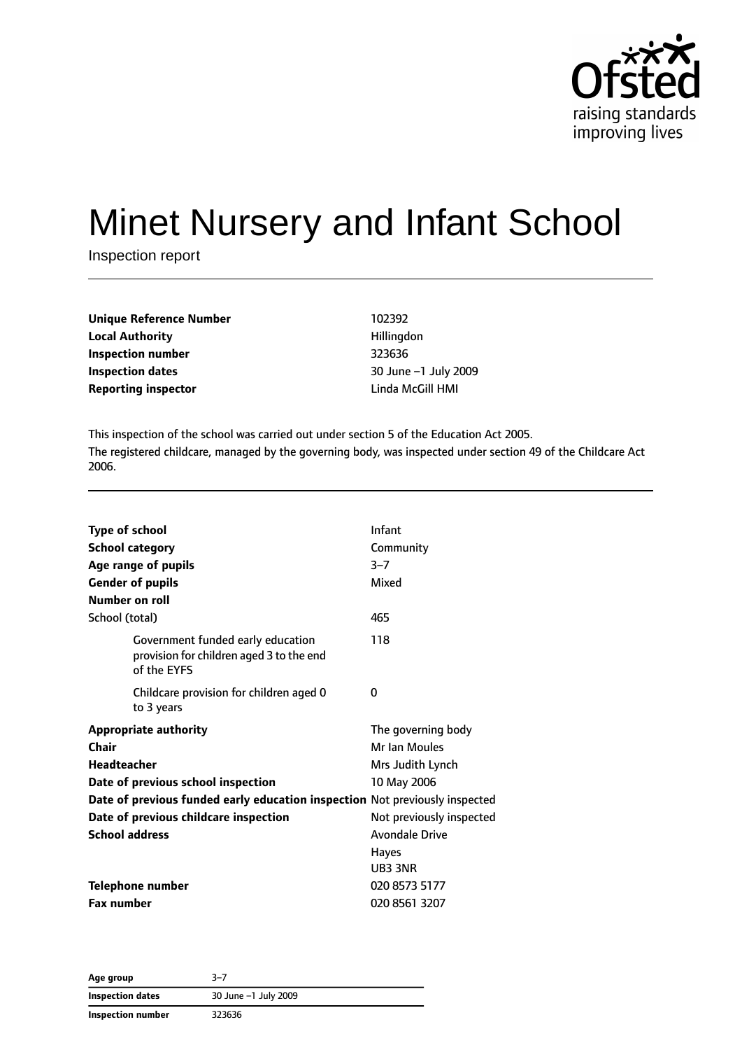# Minet Nursery and Infant School

Inspection report

| | |
|---|---|
| **Unique Reference Number** | 102392 |
| **Local Authority** | Hillingdon |
| **Inspection number** | 323636 |
| **Inspection dates** | 30 June –1 July 2009 |
| **Reporting inspector** | Linda McGill HMI |

This inspection of the school was carried out under section 5 of the Education Act 2005.

The registered childcare, managed by the governing body, was inspected under section 49 of the Childcare Act 2006.

| | |
|---|---|
| **Type of school** | Infant |
| **School category** | Community |
| **Age range of pupils** | 3–7 |
| **Gender of pupils** | Mixed |
| **Number on roll** | |
| School (total) | 465 |
| Government funded early education provision for children aged 3 to the end of the EYFS | 118 |
| Childcare provision for children aged 0 to 3 years | 0 |
| **Appropriate authority** | The governing body |
| **Chair** | Mr Ian Moules |
| **Headteacher** | Mrs Judith Lynch |
| **Date of previous school inspection** | 10 May 2006 |
| **Date of previous funded early education inspection** | Not previously inspected |
| **Date of previous childcare inspection** | Not previously inspected |
| **School address** | Avondale Drive<br>Hayes<br>UB3 3NR |
| **Telephone number** | 020 8573 5177 |
| **Fax number** | 020 8561 3207 |

| | |
|---|---|
| **Age group** | 3–7 |
| **Inspection dates** | 30 June –1 July 2009 |
| **Inspection number** | 323636 |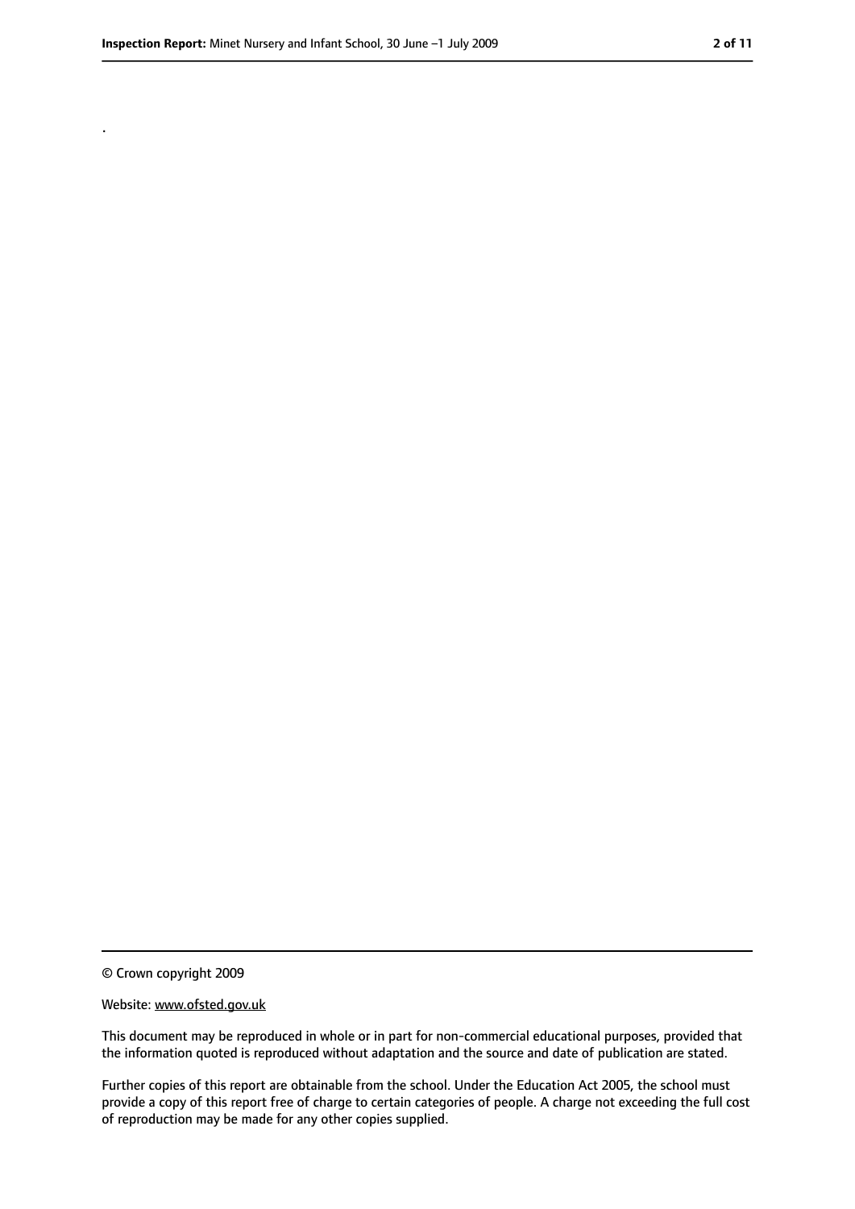.

© Crown copyright 2009

Website: www.ofsted.gov.uk

This document may be reproduced in whole or in part for non-commercial educational purposes, provided that the information quoted is reproduced without adaptation and the source and date of publication are stated.

Further copies of this report are obtainable from the school. Under the Education Act 2005, the school must provide a copy of this report free of charge to certain categories of people. A charge not exceeding the full cost of reproduction may be made for any other copies supplied.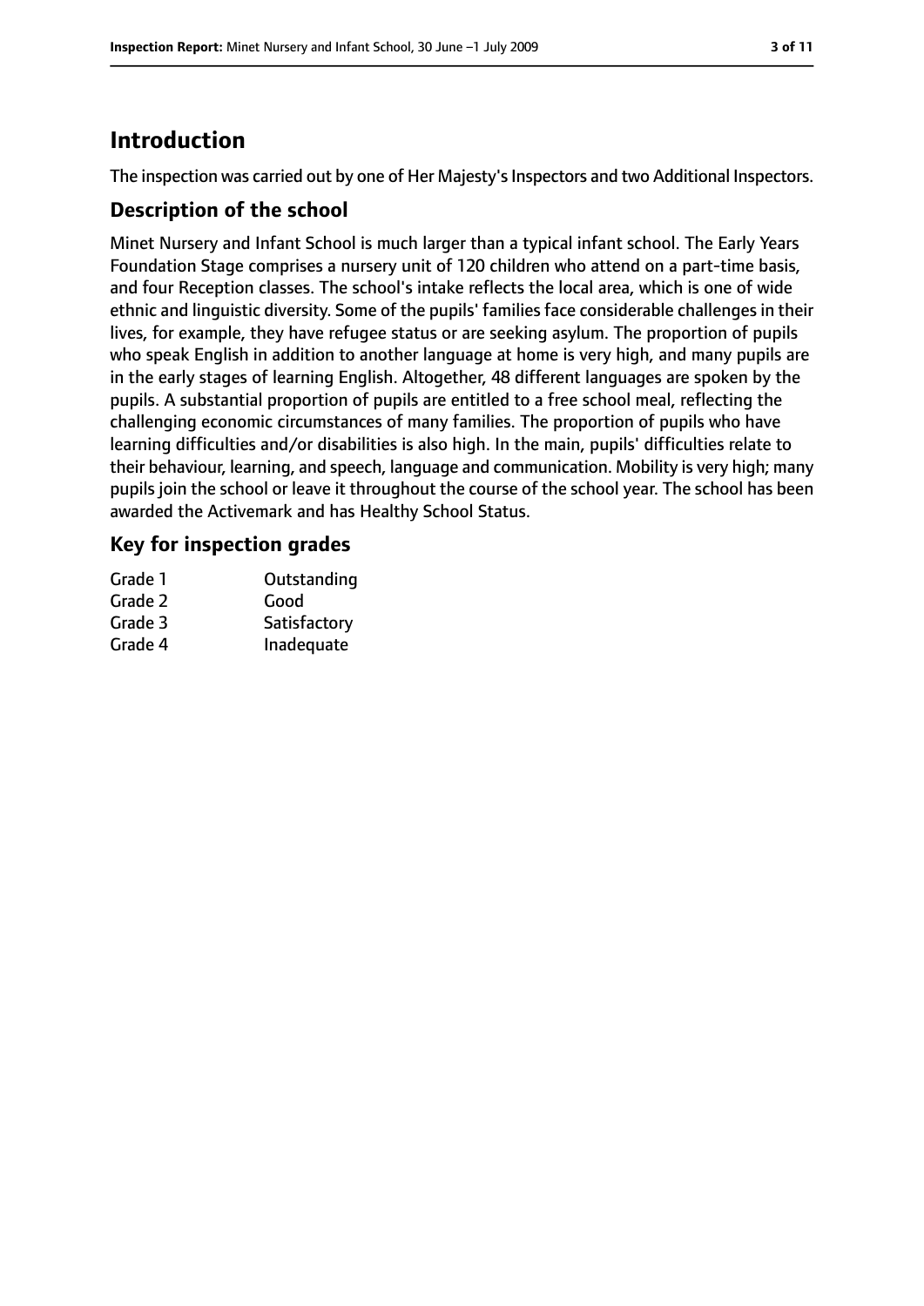# Introduction

The inspection was carried out by one of Her Majesty's Inspectors and two Additional Inspectors.

## Description of the school

Minet Nursery and Infant School is much larger than a typical infant school. The Early Years Foundation Stage comprises a nursery unit of 120 children who attend on a part-time basis, and four Reception classes. The school's intake reflects the local area, which is one of wide ethnic and linguistic diversity. Some of the pupils' families face considerable challenges in their lives, for example, they have refugee status or are seeking asylum. The proportion of pupils who speak English in addition to another language at home is very high, and many pupils are in the early stages of learning English. Altogether, 48 different languages are spoken by the pupils. A substantial proportion of pupils are entitled to a free school meal, reflecting the challenging economic circumstances of many families. The proportion of pupils who have learning difficulties and/or disabilities is also high. In the main, pupils' difficulties relate to their behaviour, learning, and speech, language and communication. Mobility is very high; many pupils join the school or leave it throughout the course of the school year. The school has been awarded the Activemark and has Healthy School Status.

## Key for inspection grades

| | |
|---|---|
| Grade 1 | Outstanding |
| Grade 2 | Good |
| Grade 3 | Satisfactory |
| Grade 4 | Inadequate |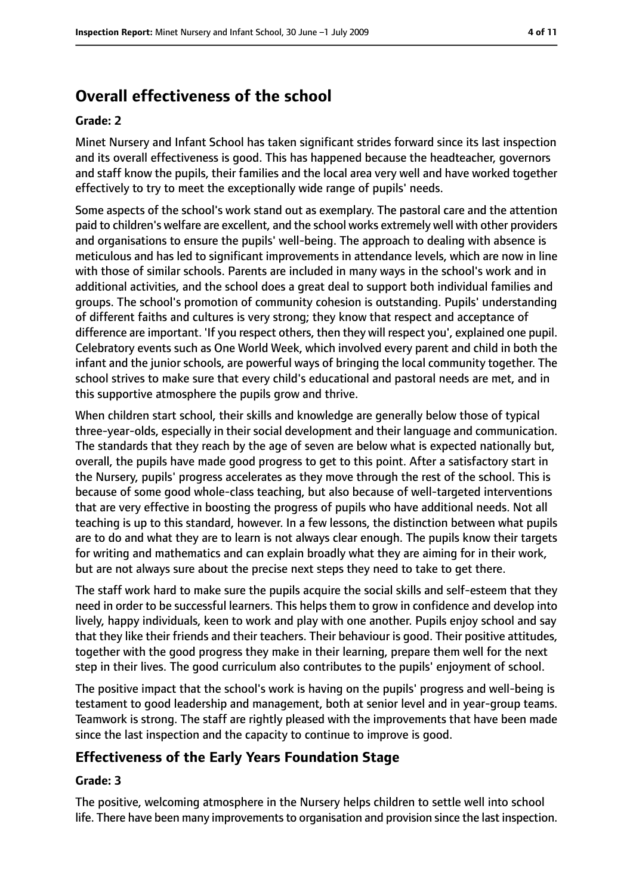## Overall effectiveness of the school

**Grade: 2**

Minet Nursery and Infant School has taken significant strides forward since its last inspection and its overall effectiveness is good. This has happened because the headteacher, governors and staff know the pupils, their families and the local area very well and have worked together effectively to try to meet the exceptionally wide range of pupils' needs.

Some aspects of the school's work stand out as exemplary. The pastoral care and the attention paid to children's welfare are excellent, and the school works extremely well with other providers and organisations to ensure the pupils' well-being. The approach to dealing with absence is meticulous and has led to significant improvements in attendance levels, which are now in line with those of similar schools. Parents are included in many ways in the school's work and in additional activities, and the school does a great deal to support both individual families and groups. The school's promotion of community cohesion is outstanding. Pupils' understanding of different faiths and cultures is very strong; they know that respect and acceptance of difference are important. 'If you respect others, then they will respect you', explained one pupil. Celebratory events such as One World Week, which involved every parent and child in both the infant and the junior schools, are powerful ways of bringing the local community together. The school strives to make sure that every child's educational and pastoral needs are met, and in this supportive atmosphere the pupils grow and thrive.

When children start school, their skills and knowledge are generally below those of typical three-year-olds, especially in their social development and their language and communication. The standards that they reach by the age of seven are below what is expected nationally but, overall, the pupils have made good progress to get to this point. After a satisfactory start in the Nursery, pupils' progress accelerates as they move through the rest of the school. This is because of some good whole-class teaching, but also because of well-targeted interventions that are very effective in boosting the progress of pupils who have additional needs. Not all teaching is up to this standard, however. In a few lessons, the distinction between what pupils are to do and what they are to learn is not always clear enough. The pupils know their targets for writing and mathematics and can explain broadly what they are aiming for in their work, but are not always sure about the precise next steps they need to take to get there.

The staff work hard to make sure the pupils acquire the social skills and self-esteem that they need in order to be successful learners. This helps them to grow in confidence and develop into lively, happy individuals, keen to work and play with one another. Pupils enjoy school and say that they like their friends and their teachers. Their behaviour is good. Their positive attitudes, together with the good progress they make in their learning, prepare them well for the next step in their lives. The good curriculum also contributes to the pupils' enjoyment of school.

The positive impact that the school's work is having on the pupils' progress and well-being is testament to good leadership and management, both at senior level and in year-group teams. Teamwork is strong. The staff are rightly pleased with the improvements that have been made since the last inspection and the capacity to continue to improve is good.

### Effectiveness of the Early Years Foundation Stage

**Grade: 3**

The positive, welcoming atmosphere in the Nursery helps children to settle well into school life. There have been many improvements to organisation and provision since the last inspection.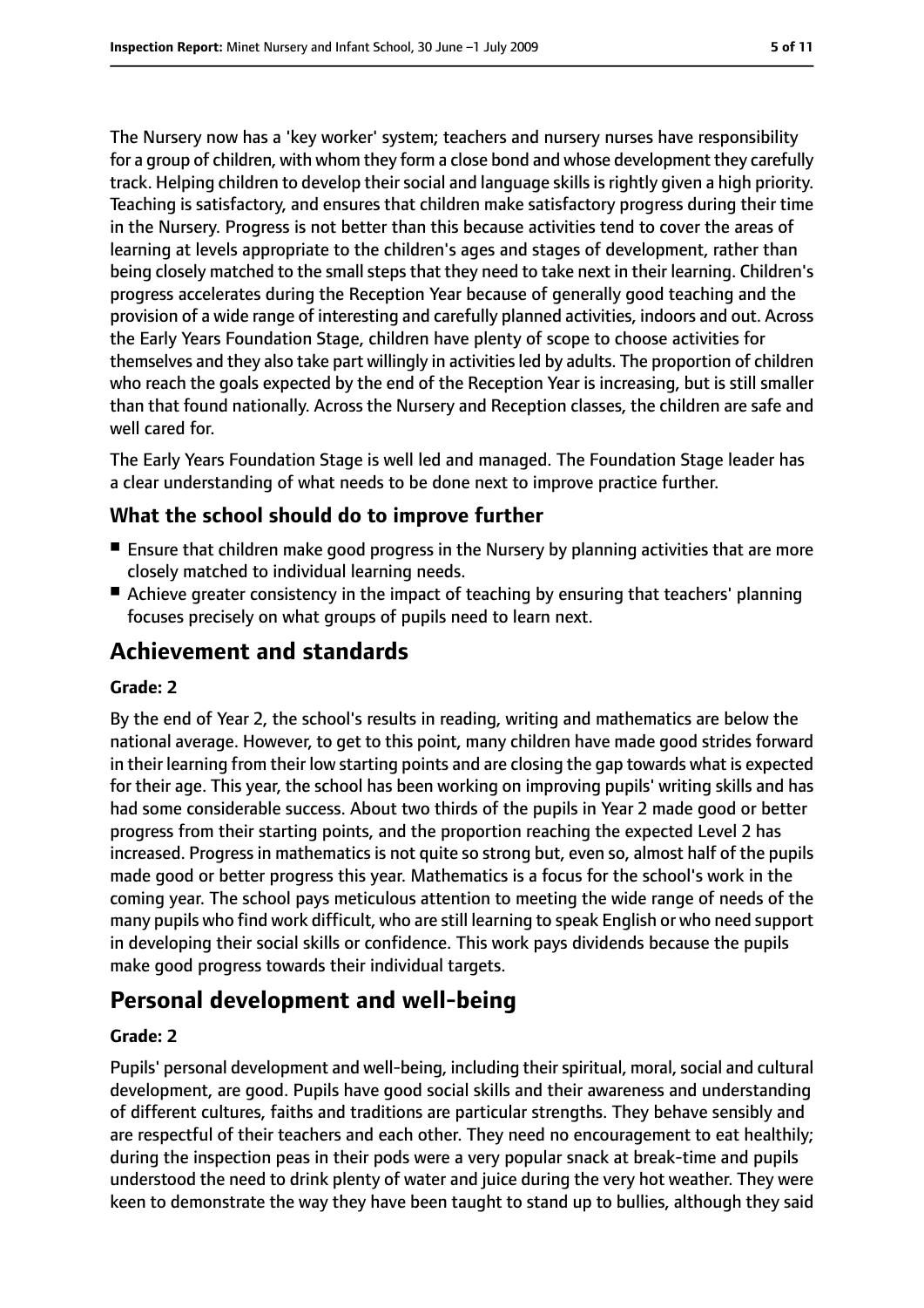The Nursery now has a 'key worker' system; teachers and nursery nurses have responsibility for a group of children, with whom they form a close bond and whose development they carefully track. Helping children to develop their social and language skills is rightly given a high priority. Teaching is satisfactory, and ensures that children make satisfactory progress during their time in the Nursery. Progress is not better than this because activities tend to cover the areas of learning at levels appropriate to the children's ages and stages of development, rather than being closely matched to the small steps that they need to take next in their learning. Children's progress accelerates during the Reception Year because of generally good teaching and the provision of a wide range of interesting and carefully planned activities, indoors and out. Across the Early Years Foundation Stage, children have plenty of scope to choose activities for themselves and they also take part willingly in activities led by adults. The proportion of children who reach the goals expected by the end of the Reception Year is increasing, but is still smaller than that found nationally. Across the Nursery and Reception classes, the children are safe and well cared for.

The Early Years Foundation Stage is well led and managed. The Foundation Stage leader has a clear understanding of what needs to be done next to improve practice further.

### What the school should do to improve further

- Ensure that children make good progress in the Nursery by planning activities that are more closely matched to individual learning needs.
- Achieve greater consistency in the impact of teaching by ensuring that teachers' planning focuses precisely on what groups of pupils need to learn next.

## Achievement and standards

#### Grade: 2

By the end of Year 2, the school's results in reading, writing and mathematics are below the national average. However, to get to this point, many children have made good strides forward in their learning from their low starting points and are closing the gap towards what is expected for their age. This year, the school has been working on improving pupils' writing skills and has had some considerable success. About two thirds of the pupils in Year 2 made good or better progress from their starting points, and the proportion reaching the expected Level 2 has increased. Progress in mathematics is not quite so strong but, even so, almost half of the pupils made good or better progress this year. Mathematics is a focus for the school's work in the coming year. The school pays meticulous attention to meeting the wide range of needs of the many pupils who find work difficult, who are still learning to speak English or who need support in developing their social skills or confidence. This work pays dividends because the pupils make good progress towards their individual targets.

## Personal development and well-being

#### Grade: 2

Pupils' personal development and well-being, including their spiritual, moral, social and cultural development, are good. Pupils have good social skills and their awareness and understanding of different cultures, faiths and traditions are particular strengths. They behave sensibly and are respectful of their teachers and each other. They need no encouragement to eat healthily; during the inspection peas in their pods were a very popular snack at break-time and pupils understood the need to drink plenty of water and juice during the very hot weather. They were keen to demonstrate the way they have been taught to stand up to bullies, although they said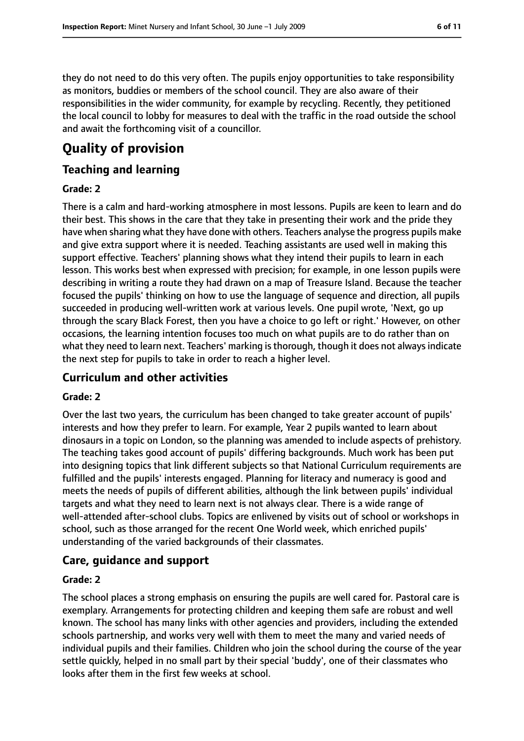they do not need to do this very often. The pupils enjoy opportunities to take responsibility as monitors, buddies or members of the school council. They are also aware of their responsibilities in the wider community, for example by recycling. Recently, they petitioned the local council to lobby for measures to deal with the traffic in the road outside the school and await the forthcoming visit of a councillor.

# Quality of provision

## Teaching and learning

### Grade: 2

There is a calm and hard-working atmosphere in most lessons. Pupils are keen to learn and do their best. This shows in the care that they take in presenting their work and the pride they have when sharing what they have done with others. Teachers analyse the progress pupils make and give extra support where it is needed. Teaching assistants are used well in making this support effective. Teachers' planning shows what they intend their pupils to learn in each lesson. This works best when expressed with precision; for example, in one lesson pupils were describing in writing a route they had drawn on a map of Treasure Island. Because the teacher focused the pupils' thinking on how to use the language of sequence and direction, all pupils succeeded in producing well-written work at various levels. One pupil wrote, 'Next, go up through the scary Black Forest, then you have a choice to go left or right.' However, on other occasions, the learning intention focuses too much on what pupils are to do rather than on what they need to learn next. Teachers' marking is thorough, though it does not always indicate the next step for pupils to take in order to reach a higher level.

## Curriculum and other activities

### Grade: 2

Over the last two years, the curriculum has been changed to take greater account of pupils' interests and how they prefer to learn. For example, Year 2 pupils wanted to learn about dinosaurs in a topic on London, so the planning was amended to include aspects of prehistory. The teaching takes good account of pupils' differing backgrounds. Much work has been put into designing topics that link different subjects so that National Curriculum requirements are fulfilled and the pupils' interests engaged. Planning for literacy and numeracy is good and meets the needs of pupils of different abilities, although the link between pupils' individual targets and what they need to learn next is not always clear. There is a wide range of well-attended after-school clubs. Topics are enlivened by visits out of school or workshops in school, such as those arranged for the recent One World week, which enriched pupils' understanding of the varied backgrounds of their classmates.

## Care, guidance and support

### Grade: 2

The school places a strong emphasis on ensuring the pupils are well cared for. Pastoral care is exemplary. Arrangements for protecting children and keeping them safe are robust and well known. The school has many links with other agencies and providers, including the extended schools partnership, and works very well with them to meet the many and varied needs of individual pupils and their families. Children who join the school during the course of the year settle quickly, helped in no small part by their special 'buddy', one of their classmates who looks after them in the first few weeks at school.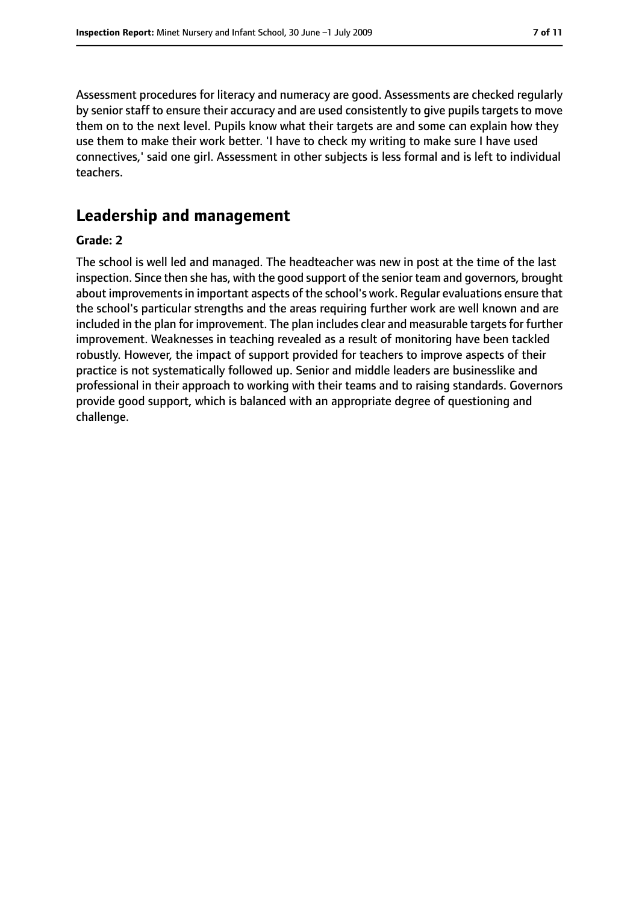Assessment procedures for literacy and numeracy are good. Assessments are checked regularly by senior staff to ensure their accuracy and are used consistently to give pupils targets to move them on to the next level. Pupils know what their targets are and some can explain how they use them to make their work better. 'I have to check my writing to make sure I have used connectives,' said one girl. Assessment in other subjects is less formal and is left to individual teachers.

## Leadership and management

**Grade: 2**

The school is well led and managed. The headteacher was new in post at the time of the last inspection. Since then she has, with the good support of the senior team and governors, brought about improvements in important aspects of the school's work. Regular evaluations ensure that the school's particular strengths and the areas requiring further work are well known and are included in the plan for improvement. The plan includes clear and measurable targets for further improvement. Weaknesses in teaching revealed as a result of monitoring have been tackled robustly. However, the impact of support provided for teachers to improve aspects of their practice is not systematically followed up. Senior and middle leaders are businesslike and professional in their approach to working with their teams and to raising standards. Governors provide good support, which is balanced with an appropriate degree of questioning and challenge.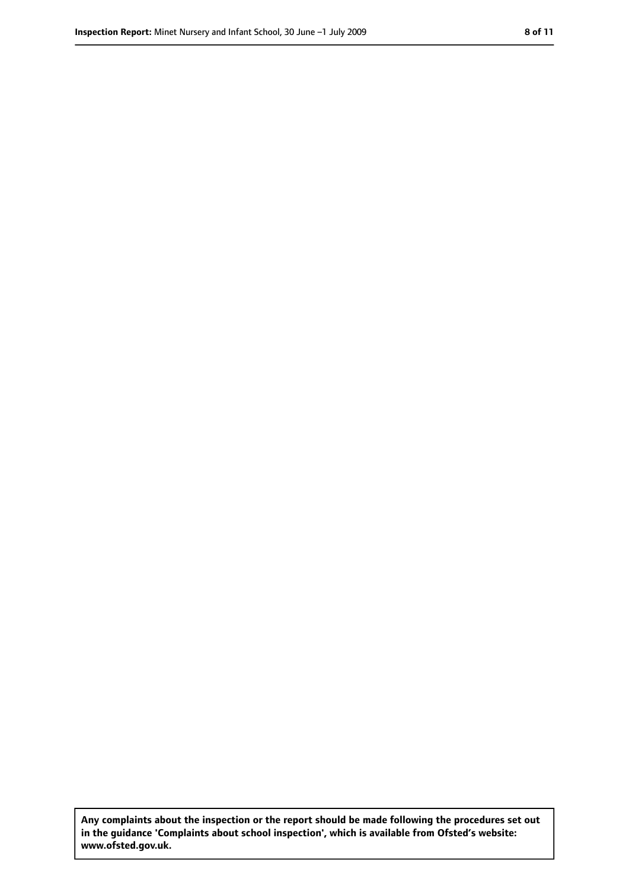**Any complaints about the inspection or the report should be made following the procedures set out in the guidance 'Complaints about school inspection', which is available from Ofsted's website: www.ofsted.gov.uk.**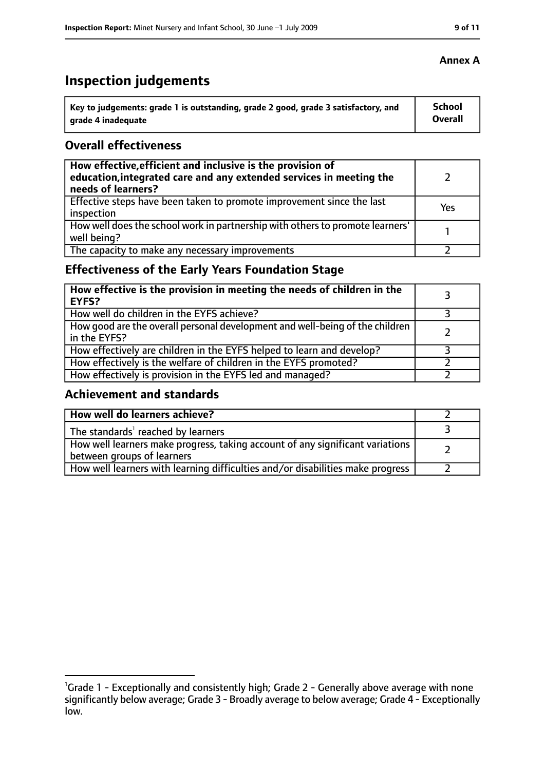**Annex A**

# Inspection judgements

| Key to judgements: grade 1 is outstanding, grade 2 good, grade 3 satisfactory, and grade 4 inadequate | School Overall |
|---|---|

## Overall effectiveness

| | |
|---|---|
| **How effective, efficient and inclusive is the provision of education, integrated care and any extended services in meeting the needs of learners?** | 2 |
| Effective steps have been taken to promote improvement since the last inspection | Yes |
| How well does the school work in partnership with others to promote learners' well being? | 1 |
| The capacity to make any necessary improvements | 2 |

## Effectiveness of the Early Years Foundation Stage

| | |
|---|---|
| **How effective is the provision in meeting the needs of children in the EYFS?** | 3 |
| How well do children in the EYFS achieve? | 3 |
| How good are the overall personal development and well-being of the children in the EYFS? | 2 |
| How effectively are children in the EYFS helped to learn and develop? | 3 |
| How effectively is the welfare of children in the EYFS promoted? | 2 |
| How effectively is provision in the EYFS led and managed? | 2 |

## Achievement and standards

| | |
|---|---|
| **How well do learners achieve?** | 2 |
| The standards[1] reached by learners | 3 |
| How well learners make progress, taking account of any significant variations between groups of learners | 2 |
| How well learners with learning difficulties and/or disabilities make progress | 2 |

[1]Grade 1 - Exceptionally and consistently high; Grade 2 - Generally above average with none significantly below average; Grade 3 - Broadly average to below average; Grade 4 - Exceptionally low.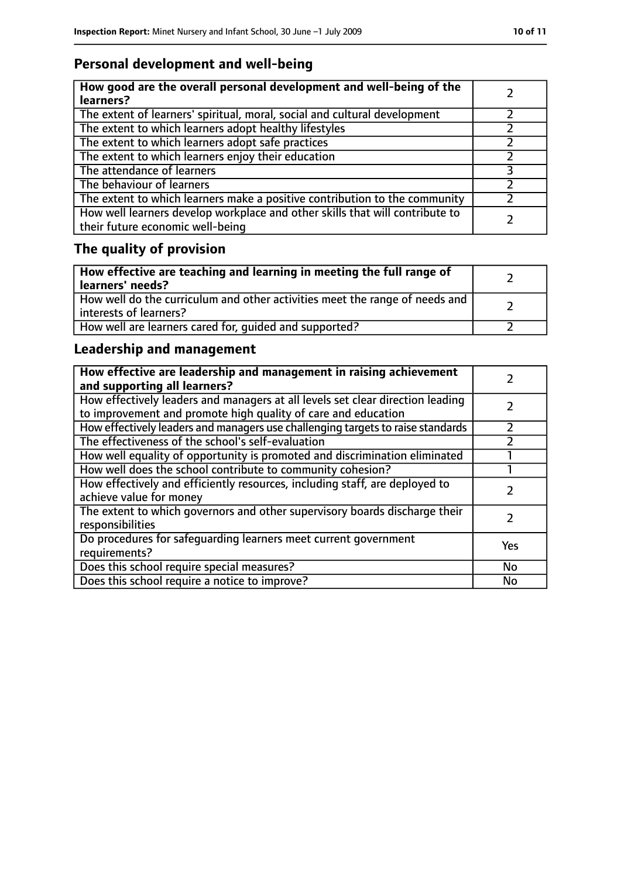## Personal development and well-being

| How good are the overall personal development and well-being of the learners? | 2 |
|---|---|
| The extent of learners' spiritual, moral, social and cultural development | 2 |
| The extent to which learners adopt healthy lifestyles | 2 |
| The extent to which learners adopt safe practices | 2 |
| The extent to which learners enjoy their education | 2 |
| The attendance of learners | 3 |
| The behaviour of learners | 2 |
| The extent to which learners make a positive contribution to the community | 2 |
| How well learners develop workplace and other skills that will contribute to their future economic well-being | 2 |

## The quality of provision

| How effective are teaching and learning in meeting the full range of learners' needs? | 2 |
|---|---|
| How well do the curriculum and other activities meet the range of needs and interests of learners? | 2 |
| How well are learners cared for, guided and supported? | 2 |

## Leadership and management

| How effective are leadership and management in raising achievement and supporting all learners? | 2 |
|---|---|
| How effectively leaders and managers at all levels set clear direction leading to improvement and promote high quality of care and education | 2 |
| How effectively leaders and managers use challenging targets to raise standards | 2 |
| The effectiveness of the school's self-evaluation | 2 |
| How well equality of opportunity is promoted and discrimination eliminated | 1 |
| How well does the school contribute to community cohesion? | 1 |
| How effectively and efficiently resources, including staff, are deployed to achieve value for money | 2 |
| The extent to which governors and other supervisory boards discharge their responsibilities | 2 |
| Do procedures for safeguarding learners meet current government requirements? | Yes |
| Does this school require special measures? | No |
| Does this school require a notice to improve? | No |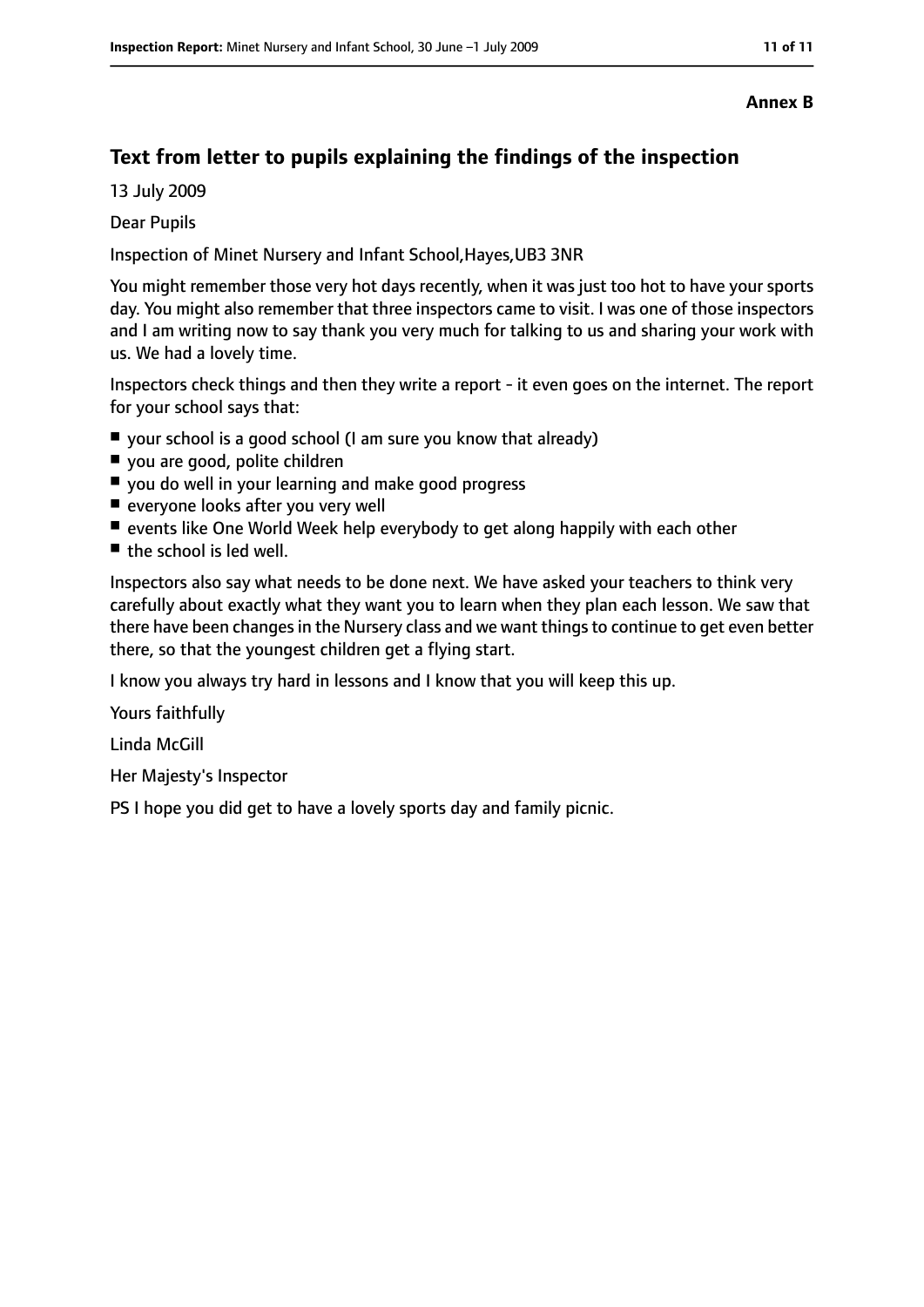**Annex B**

## Text from letter to pupils explaining the findings of the inspection

13 July 2009

Dear Pupils

Inspection of Minet Nursery and Infant School,Hayes,UB3 3NR

You might remember those very hot days recently, when it was just too hot to have your sports day. You might also remember that three inspectors came to visit. I was one of those inspectors and I am writing now to say thank you very much for talking to us and sharing your work with us. We had a lovely time.

Inspectors check things and then they write a report - it even goes on the internet. The report for your school says that:

- your school is a good school (I am sure you know that already)
- you are good, polite children
- you do well in your learning and make good progress
- everyone looks after you very well
- events like One World Week help everybody to get along happily with each other
- the school is led well.

Inspectors also say what needs to be done next. We have asked your teachers to think very carefully about exactly what they want you to learn when they plan each lesson. We saw that there have been changes in the Nursery class and we want things to continue to get even better there, so that the youngest children get a flying start.

I know you always try hard in lessons and I know that you will keep this up.

Yours faithfully

Linda McGill

Her Majesty's Inspector

PS I hope you did get to have a lovely sports day and family picnic.